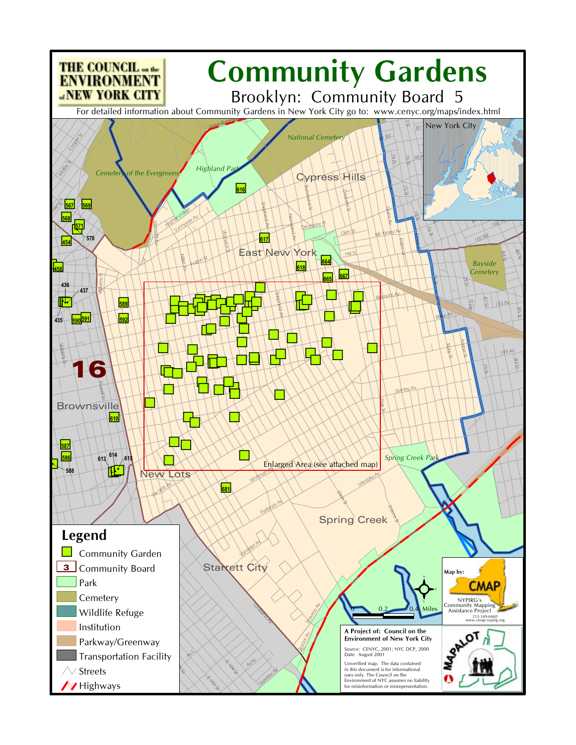THE COUNCIL on the ENVIRONMENT of NEW YORK CITY

# Community Gardens

## Brooklyn: Community Board 5

For detailed information about Community Gardens in New York City go to: www.cenyc.org/maps/index.html

Cemetery of the Evergreens

Highland Park

National Cemetery

Cypress Hills

East New York

Bayside Cemetery

Brownsville

16

New Lots

Spring Creek Park

Enlarged Area (see attached map)

Spring Creek

Starrett City

New York City

616, 617, 618, 664, 665, 667, 567, 569, 568, 571, 570, 454, 458, 436, 437, 435, 589, 590, 591, 592, 610, 587, 586, 588, 613, 614, 615, 681

### Legend

- Community Garden
- 3 Community Board
- Park
- Cemetery
- Wildlife Refuge
- Institution
- Parkway/Greenway
- Transportation Facility
- Streets
- Highways

0 0.2 0.4 Miles

Map by: CMAP
NYPIRG's Community Mapping Assistance Project
212-349-6460
www.cmap.nypirg.org

**A Project of: Council on the Environment of New York City**

Source: CENYC, 2001; NYC DCP, 2000
Date: August 2001

Unverified map. The data contained in this document is for informational uses only. The Council on the Environment of NYC assumes no liability for misinformation or misrepresentation.

MAPALOT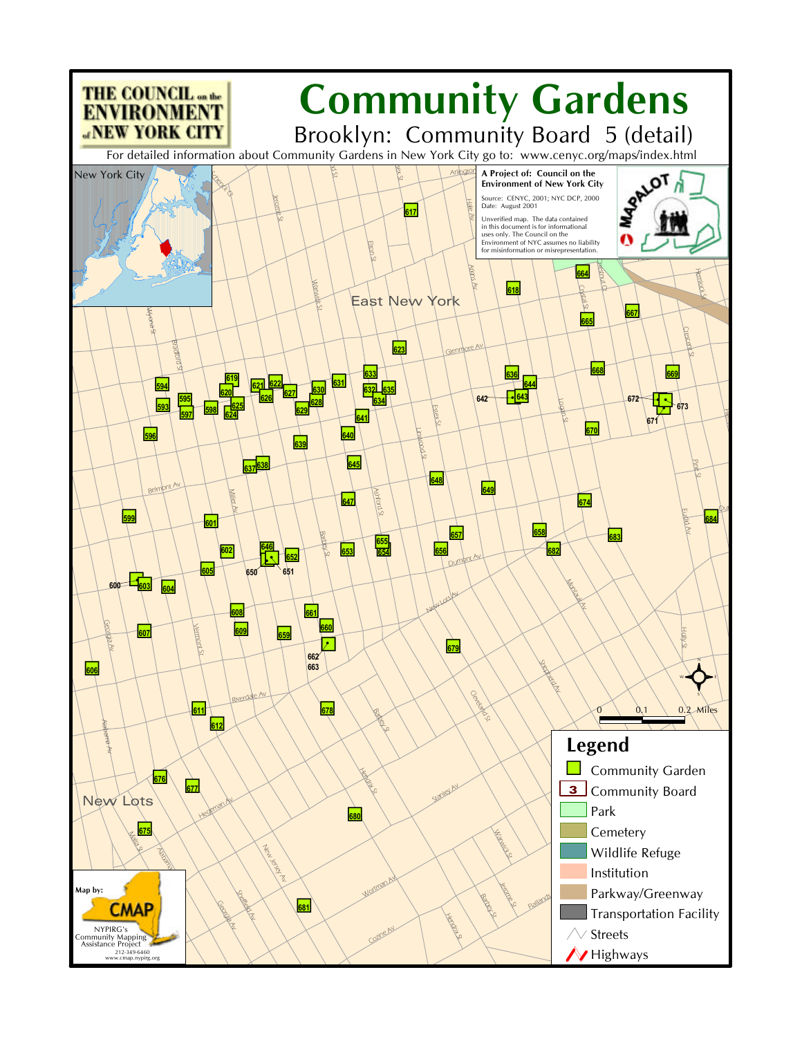# Community Gardens

## Brooklyn: Community Board 5 (detail)

For detailed information about Community Gardens in New York City go to: www.cenyc.org/maps/index.html

THE COUNCIL on the ENVIRONMENT of NEW YORK CITY

**A Project of: Council on the Environment of New York City**

Source: CENYC, 2001; NYC DCP, 2000
Date: August 2001

Unverified map. The data contained in this document is for informational uses only. The Council on the Environment of NYC assumes no liability for misinformation or misrepresentation.

MAPALOT

New York City

East New York

New Lots

## Legend

- Community Garden
- Community Board
- Park
- Cemetery
- Wildlife Refuge
- Institution
- Parkway/Greenway
- Transportation Facility
- Streets
- Highways

0 0.1 0.2 Miles

Map by: CMAP
NYPIRG's Community Mapping Assistance Project
212-349-6460
www.cmap.nypirg.org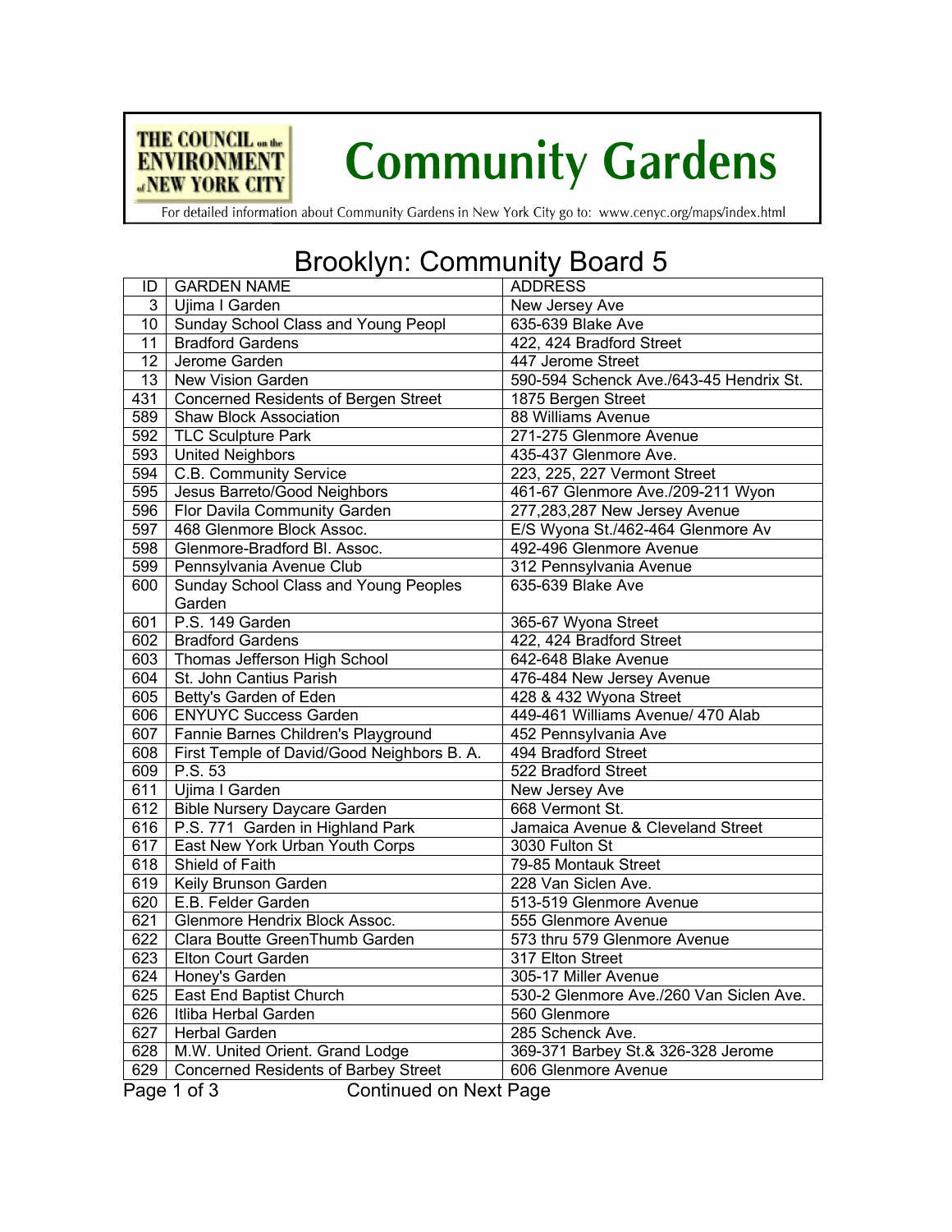# THE COUNCIL on the ENVIRONMENT of NEW YORK CITY

# Community Gardens

For detailed information about Community Gardens in New York City go to: www.cenyc.org/maps/index.html

## Brooklyn: Community Board 5

| ID | GARDEN NAME | ADDRESS |
|---|---|---|
| 3 | Ujima I Garden | New Jersey Ave |
| 10 | Sunday School Class and Young Peopl | 635-639 Blake Ave |
| 11 | Bradford Gardens | 422, 424 Bradford Street |
| 12 | Jerome Garden | 447 Jerome Street |
| 13 | New Vision Garden | 590-594 Schenck Ave./643-45 Hendrix St. |
| 431 | Concerned Residents of Bergen Street | 1875 Bergen Street |
| 589 | Shaw Block Association | 88 Williams Avenue |
| 592 | TLC Sculpture Park | 271-275 Glenmore Avenue |
| 593 | United Neighbors | 435-437 Glenmore Ave. |
| 594 | C.B. Community Service | 223, 225, 227 Vermont Street |
| 595 | Jesus Barreto/Good Neighbors | 461-67 Glenmore Ave./209-211 Wyon |
| 596 | Flor Davila Community Garden | 277,283,287 New Jersey Avenue |
| 597 | 468 Glenmore Block Assoc. | E/S Wyona St./462-464 Glenmore Av |
| 598 | Glenmore-Bradford Bl. Assoc. | 492-496 Glenmore Avenue |
| 599 | Pennsylvania Avenue Club | 312 Pennsylvania Avenue |
| 600 | Sunday School Class and Young Peoples Garden | 635-639 Blake Ave |
| 601 | P.S. 149 Garden | 365-67 Wyona Street |
| 602 | Bradford Gardens | 422, 424 Bradford Street |
| 603 | Thomas Jefferson High School | 642-648 Blake Avenue |
| 604 | St. John Cantius Parish | 476-484 New Jersey Avenue |
| 605 | Betty's Garden of Eden | 428 & 432 Wyona Street |
| 606 | ENYUYC Success Garden | 449-461 Williams Avenue/ 470 Alab |
| 607 | Fannie Barnes Children's Playground | 452 Pennsylvania Ave |
| 608 | First Temple of David/Good Neighbors B. A. | 494 Bradford Street |
| 609 | P.S. 53 | 522 Bradford Street |
| 611 | Ujima I Garden | New Jersey Ave |
| 612 | Bible Nursery Daycare Garden | 668 Vermont St. |
| 616 | P.S. 771 Garden in Highland Park | Jamaica Avenue & Cleveland Street |
| 617 | East New York Urban Youth Corps | 3030 Fulton St |
| 618 | Shield of Faith | 79-85 Montauk Street |
| 619 | Keily Brunson Garden | 228 Van Siclen Ave. |
| 620 | E.B. Felder Garden | 513-519 Glenmore Avenue |
| 621 | Glenmore Hendrix Block Assoc. | 555 Glenmore Avenue |
| 622 | Clara Boutte GreenThumb Garden | 573 thru 579 Glenmore Avenue |
| 623 | Elton Court Garden | 317 Elton Street |
| 624 | Honey's Garden | 305-17 Miller Avenue |
| 625 | East End Baptist Church | 530-2 Glenmore Ave./260 Van Siclen Ave. |
| 626 | Itliba Herbal Garden | 560 Glenmore |
| 627 | Herbal Garden | 285 Schenck Ave. |
| 628 | M.W. United Orient. Grand Lodge | 369-371 Barbey St.& 326-328 Jerome |
| 629 | Concerned Residents of Barbey Street | 606 Glenmore Avenue |

Continued on Next Page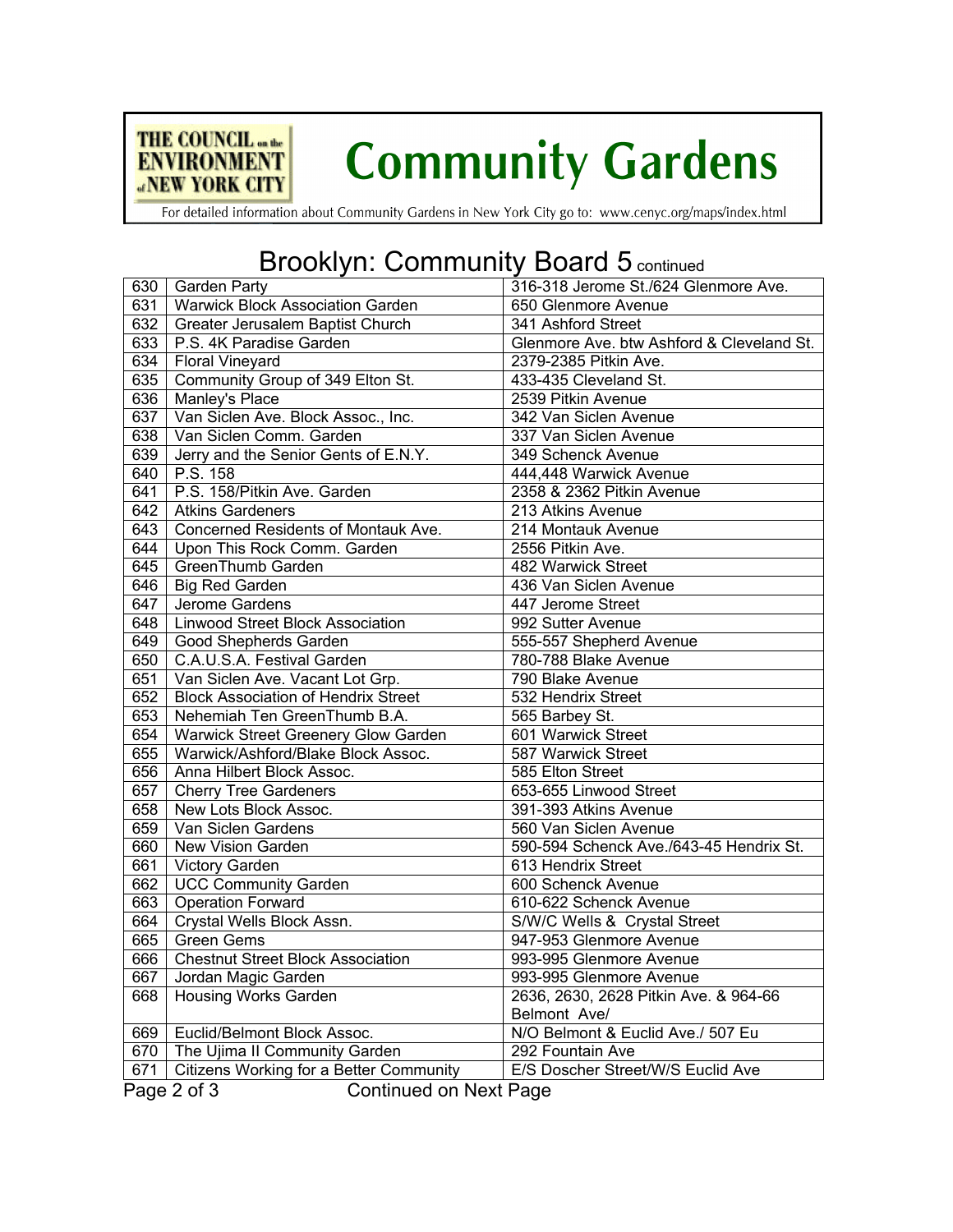# Community Gardens

For detailed information about Community Gardens in New York City go to: www.cenyc.org/maps/index.html

## Brooklyn: Community Board 5 continued

| | | |
|---|---|---|
| 630 | Garden Party | 316-318 Jerome St./624 Glenmore Ave. |
| 631 | Warwick Block Association Garden | 650 Glenmore Avenue |
| 632 | Greater Jerusalem Baptist Church | 341 Ashford Street |
| 633 | P.S. 4K Paradise Garden | Glenmore Ave. btw Ashford & Cleveland St. |
| 634 | Floral Vineyard | 2379-2385 Pitkin Ave. |
| 635 | Community Group of 349 Elton St. | 433-435 Cleveland St. |
| 636 | Manley's Place | 2539 Pitkin Avenue |
| 637 | Van Siclen Ave. Block Assoc., Inc. | 342 Van Siclen Avenue |
| 638 | Van Siclen Comm. Garden | 337 Van Siclen Avenue |
| 639 | Jerry and the Senior Gents of E.N.Y. | 349 Schenck Avenue |
| 640 | P.S. 158 | 444,448 Warwick Avenue |
| 641 | P.S. 158/Pitkin Ave. Garden | 2358 & 2362 Pitkin Avenue |
| 642 | Atkins Gardeners | 213 Atkins Avenue |
| 643 | Concerned Residents of Montauk Ave. | 214 Montauk Avenue |
| 644 | Upon This Rock Comm. Garden | 2556 Pitkin Ave. |
| 645 | GreenThumb Garden | 482 Warwick Street |
| 646 | Big Red Garden | 436 Van Siclen Avenue |
| 647 | Jerome Gardens | 447 Jerome Street |
| 648 | Linwood Street Block Association | 992 Sutter Avenue |
| 649 | Good Shepherds Garden | 555-557 Shepherd Avenue |
| 650 | C.A.U.S.A. Festival Garden | 780-788 Blake Avenue |
| 651 | Van Siclen Ave. Vacant Lot Grp. | 790 Blake Avenue |
| 652 | Block Association of Hendrix Street | 532 Hendrix Street |
| 653 | Nehemiah Ten GreenThumb B.A. | 565 Barbey St. |
| 654 | Warwick Street Greenery Glow Garden | 601 Warwick Street |
| 655 | Warwick/Ashford/Blake Block Assoc. | 587 Warwick Street |
| 656 | Anna Hilbert Block Assoc. | 585 Elton Street |
| 657 | Cherry Tree Gardeners | 653-655 Linwood Street |
| 658 | New Lots Block Assoc. | 391-393 Atkins Avenue |
| 659 | Van Siclen Gardens | 560 Van Siclen Avenue |
| 660 | New Vision Garden | 590-594 Schenck Ave./643-45 Hendrix St. |
| 661 | Victory Garden | 613 Hendrix Street |
| 662 | UCC Community Garden | 600 Schenck Avenue |
| 663 | Operation Forward | 610-622 Schenck Avenue |
| 664 | Crystal Wells Block Assn. | S/W/C Wells & Crystal Street |
| 665 | Green Gems | 947-953 Glenmore Avenue |
| 666 | Chestnut Street Block Association | 993-995 Glenmore Avenue |
| 667 | Jordan Magic Garden | 993-995 Glenmore Avenue |
| 668 | Housing Works Garden | 2636, 2630, 2628 Pitkin Ave. & 964-66 Belmont Ave/ |
| 669 | Euclid/Belmont Block Assoc. | N/O Belmont & Euclid Ave./ 507 Eu |
| 670 | The Ujima II Community Garden | 292 Fountain Ave |
| 671 | Citizens Working for a Better Community | E/S Doscher Street/W/S Euclid Ave |

Continued on Next Page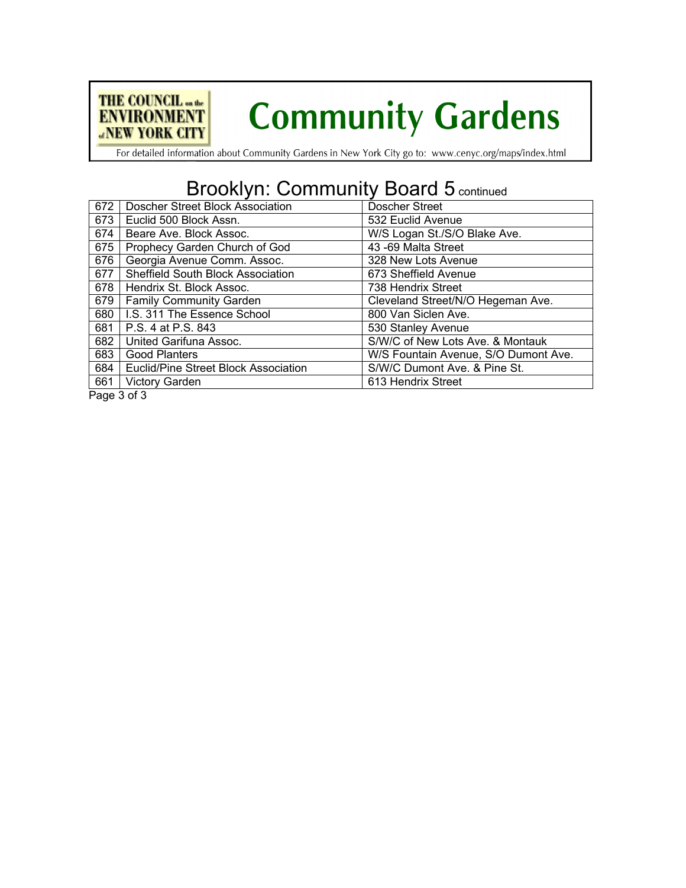THE COUNCIL on the ENVIRONMENT of NEW YORK CITY

# Community Gardens

For detailed information about Community Gardens in New York City go to: www.cenyc.org/maps/index.html

## Brooklyn: Community Board 5 continued

| | | |
|---|---|---|
| 672 | Doscher Street Block Association | Doscher Street |
| 673 | Euclid 500 Block Assn. | 532 Euclid Avenue |
| 674 | Beare Ave. Block Assoc. | W/S Logan St./S/O Blake Ave. |
| 675 | Prophecy Garden Church of God | 43 -69 Malta Street |
| 676 | Georgia Avenue Comm. Assoc. | 328 New Lots Avenue |
| 677 | Sheffield South Block Association | 673 Sheffield Avenue |
| 678 | Hendrix St. Block Assoc. | 738 Hendrix Street |
| 679 | Family Community Garden | Cleveland Street/N/O Hegeman Ave. |
| 680 | I.S. 311 The Essence School | 800 Van Siclen Ave. |
| 681 | P.S. 4 at P.S. 843 | 530 Stanley Avenue |
| 682 | United Garifuna Assoc. | S/W/C of New Lots Ave. & Montauk |
| 683 | Good Planters | W/S Fountain Avenue, S/O Dumont Ave. |
| 684 | Euclid/Pine Street Block Association | S/W/C Dumont Ave. & Pine St. |
| 661 | Victory Garden | 613 Hendrix Street |